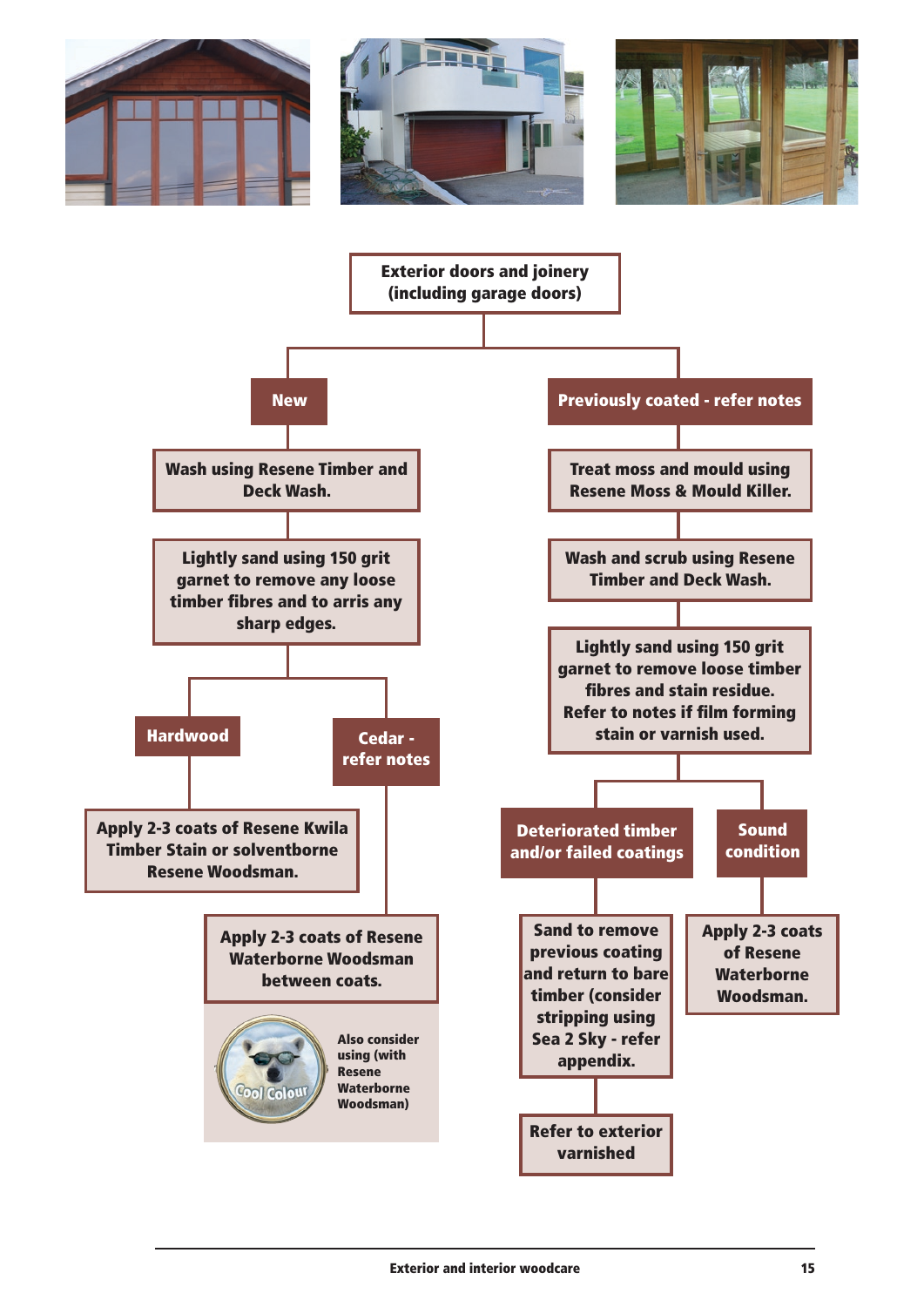**Exterior doors and joinery (including garage doors)**

**New**

- Wash using Resene Timber and Deck Wash.
- Lightly sand using 150 grit garnet to remove any loose timber fibres and to arris any sharp edges.
  - **Hardwood**
    - Apply 2-3 coats of Resene Kwila Timber Stain or solventborne Resene Woodsman.
  - **Cedar - refer notes**
    - Apply 2-3 coats of Resene Waterborne Woodsman between coats.
    - Also consider using (with Resene Waterborne Woodsman) Cool Colour

**Previously coated - refer notes**

- Treat moss and mould using Resene Moss & Mould Killer.
- Wash and scrub using Resene Timber and Deck Wash.
- Lightly sand using 150 grit garnet to remove loose timber fibres and stain residue. Refer to notes if film forming stain or varnish used.
  - **Deteriorated timber and/or failed coatings**
    - Sand to remove previous coating and return to bare timber (consider stripping using Sea 2 Sky - refer appendix.
    - Refer to exterior varnished
  - **Sound condition**
    - Apply 2-3 coats of Resene Waterborne Woodsman.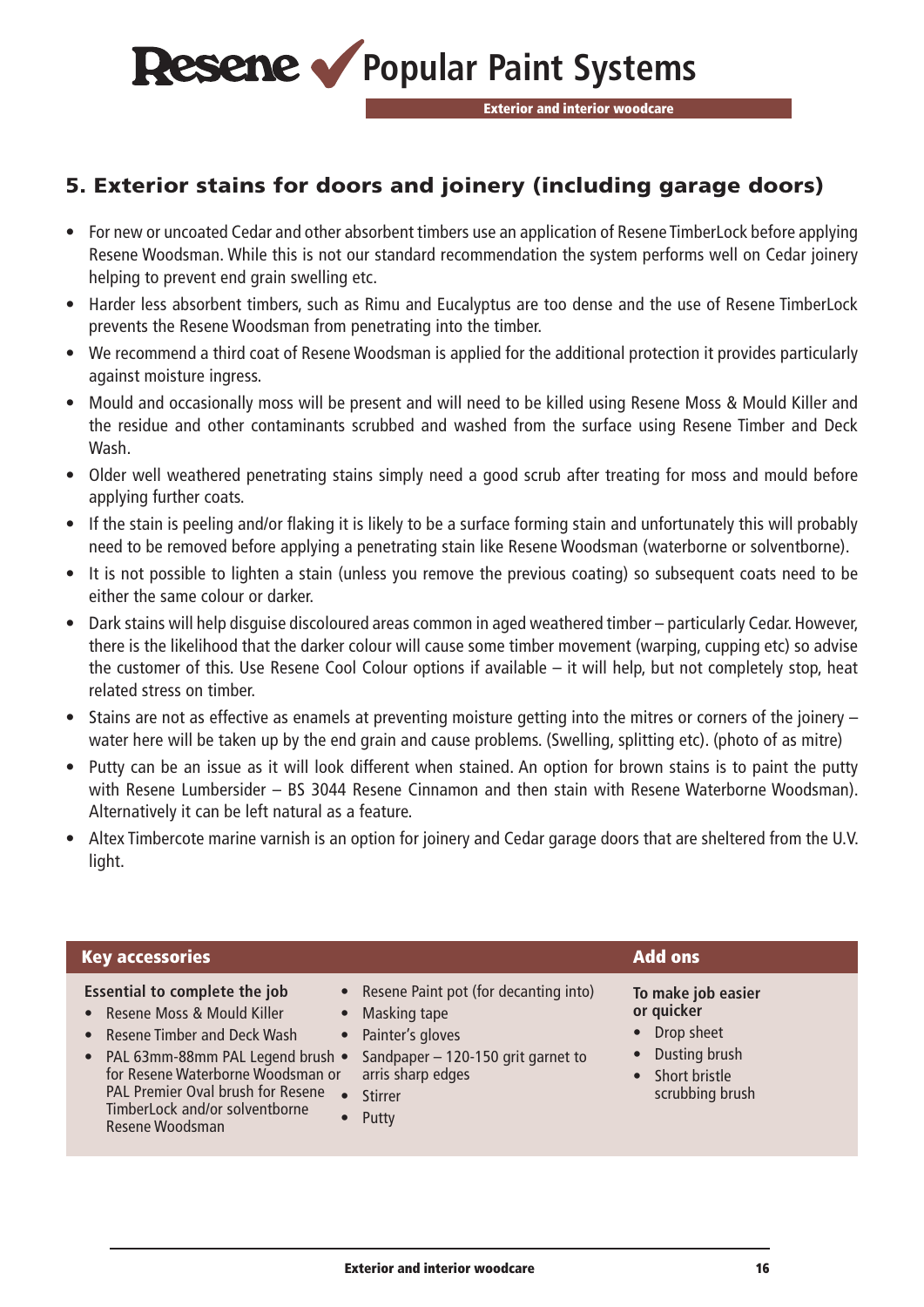## 5. Exterior stains for doors and joinery (including garage doors)

- For new or uncoated Cedar and other absorbent timbers use an application of Resene TimberLock before applying Resene Woodsman. While this is not our standard recommendation the system performs well on Cedar joinery helping to prevent end grain swelling etc.
- Harder less absorbent timbers, such as Rimu and Eucalyptus are too dense and the use of Resene TimberLock prevents the Resene Woodsman from penetrating into the timber.
- We recommend a third coat of Resene Woodsman is applied for the additional protection it provides particularly against moisture ingress.
- Mould and occasionally moss will be present and will need to be killed using Resene Moss & Mould Killer and the residue and other contaminants scrubbed and washed from the surface using Resene Timber and Deck Wash.
- Older well weathered penetrating stains simply need a good scrub after treating for moss and mould before applying further coats.
- If the stain is peeling and/or flaking it is likely to be a surface forming stain and unfortunately this will probably need to be removed before applying a penetrating stain like Resene Woodsman (waterborne or solventborne).
- It is not possible to lighten a stain (unless you remove the previous coating) so subsequent coats need to be either the same colour or darker.
- Dark stains will help disguise discoloured areas common in aged weathered timber – particularly Cedar. However, there is the likelihood that the darker colour will cause some timber movement (warping, cupping etc) so advise the customer of this. Use Resene Cool Colour options if available – it will help, but not completely stop, heat related stress on timber.
- Stains are not as effective as enamels at preventing moisture getting into the mitres or corners of the joinery – water here will be taken up by the end grain and cause problems. (Swelling, splitting etc). (photo of as mitre)
- Putty can be an issue as it will look different when stained. An option for brown stains is to paint the putty with Resene Lumbersider – BS 3044 Resene Cinnamon and then stain with Resene Waterborne Woodsman). Alternatively it can be left natural as a feature.
- Altex Timbercote marine varnish is an option for joinery and Cedar garage doors that are sheltered from the U.V. light.

### Key accessories

**Essential to complete the job**

- Resene Moss & Mould Killer
- Resene Timber and Deck Wash
- PAL 63mm-88mm PAL Legend brush for Resene Waterborne Woodsman or PAL Premier Oval brush for Resene TimberLock and/or solventborne Resene Woodsman
- Resene Paint pot (for decanting into)
- Masking tape
- Painter's gloves
- Sandpaper – 120-150 grit garnet to arris sharp edges
- Stirrer
- Putty

### Add ons

**To make job easier or quicker**

- Drop sheet
- Dusting brush
- Short bristle scrubbing brush